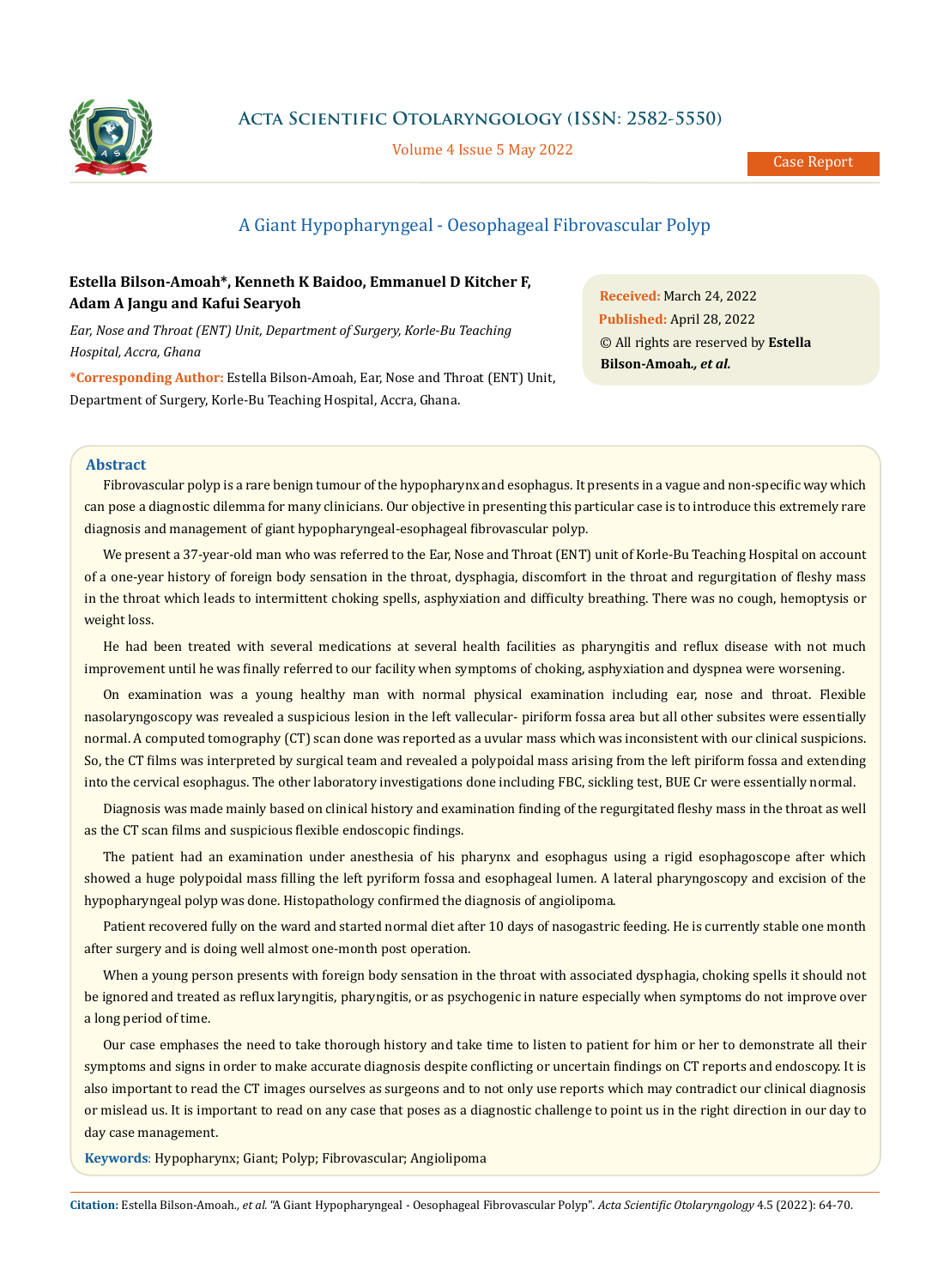# A Giant Hypopharyngeal - Oesophageal Fibrovascular Polyp

**Estella Bilson-Amoah*, Kenneth K Baidoo, Emmanuel D Kitcher F, Adam A Jangu and Kafui Searyoh**

*Ear, Nose and Throat (ENT) Unit, Department of Surgery, Korle-Bu Teaching Hospital, Accra, Ghana*

**\*Corresponding Author:** Estella Bilson-Amoah, Ear, Nose and Throat (ENT) Unit, Department of Surgery, Korle-Bu Teaching Hospital, Accra, Ghana.

**Received:** March 24, 2022
**Published:** April 28, 2022
© All rights are reserved by **Estella Bilson-Amoah*., et al.***

## Abstract

Fibrovascular polyp is a rare benign tumour of the hypopharynx and esophagus. It presents in a vague and non-specific way which can pose a diagnostic dilemma for many clinicians. Our objective in presenting this particular case is to introduce this extremely rare diagnosis and management of giant hypopharyngeal-esophageal fibrovascular polyp.

We present a 37-year-old man who was referred to the Ear, Nose and Throat (ENT) unit of Korle-Bu Teaching Hospital on account of a one-year history of foreign body sensation in the throat, dysphagia, discomfort in the throat and regurgitation of fleshy mass in the throat which leads to intermittent choking spells, asphyxiation and difficulty breathing. There was no cough, hemoptysis or weight loss.

He had been treated with several medications at several health facilities as pharyngitis and reflux disease with not much improvement until he was finally referred to our facility when symptoms of choking, asphyxiation and dyspnea were worsening.

On examination was a young healthy man with normal physical examination including ear, nose and throat. Flexible nasolaryngoscopy was revealed a suspicious lesion in the left vallecular- piriform fossa area but all other subsites were essentially normal. A computed tomography (CT) scan done was reported as a uvular mass which was inconsistent with our clinical suspicions. So, the CT films was interpreted by surgical team and revealed a polypoidal mass arising from the left piriform fossa and extending into the cervical esophagus. The other laboratory investigations done including FBC, sickling test, BUE Cr were essentially normal.

Diagnosis was made mainly based on clinical history and examination finding of the regurgitated fleshy mass in the throat as well as the CT scan films and suspicious flexible endoscopic findings.

The patient had an examination under anesthesia of his pharynx and esophagus using a rigid esophagoscope after which showed a huge polypoidal mass filling the left pyriform fossa and esophageal lumen. A lateral pharyngoscopy and excision of the hypopharyngeal polyp was done. Histopathology confirmed the diagnosis of angiolipoma.

Patient recovered fully on the ward and started normal diet after 10 days of nasogastric feeding. He is currently stable one month after surgery and is doing well almost one-month post operation.

When a young person presents with foreign body sensation in the throat with associated dysphagia, choking spells it should not be ignored and treated as reflux laryngitis, pharyngitis, or as psychogenic in nature especially when symptoms do not improve over a long period of time.

Our case emphases the need to take thorough history and take time to listen to patient for him or her to demonstrate all their symptoms and signs in order to make accurate diagnosis despite conflicting or uncertain findings on CT reports and endoscopy. It is also important to read the CT images ourselves as surgeons and to not only use reports which may contradict our clinical diagnosis or mislead us. It is important to read on any case that poses as a diagnostic challenge to point us in the right direction in our day to day case management.

**Keywords**: Hypopharynx; Giant; Polyp; Fibrovascular; Angiolipoma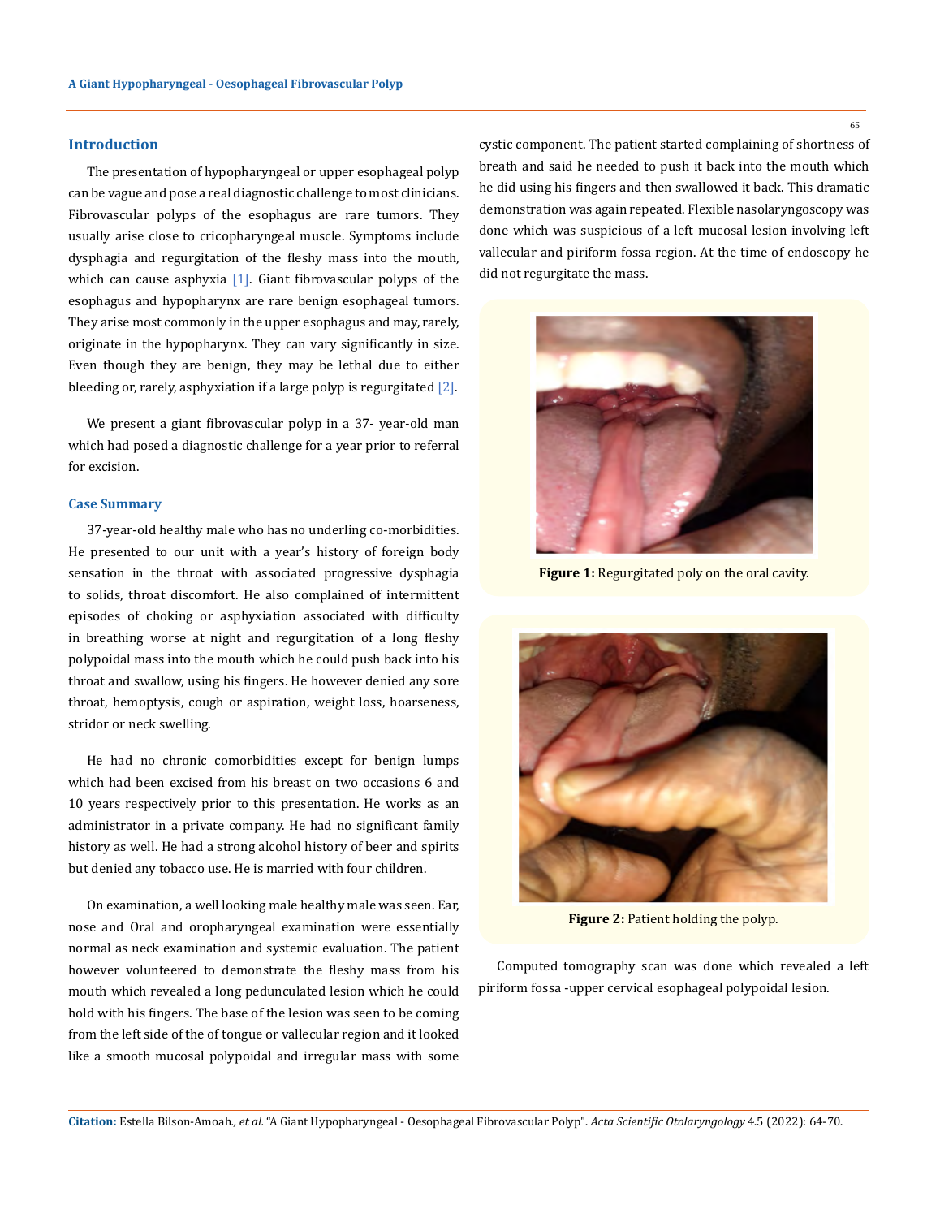## Introduction

The presentation of hypopharyngeal or upper esophageal polyp can be vague and pose a real diagnostic challenge to most clinicians. Fibrovascular polyps of the esophagus are rare tumors. They usually arise close to cricopharyngeal muscle. Symptoms include dysphagia and regurgitation of the fleshy mass into the mouth, which can cause asphyxia [1]. Giant fibrovascular polyps of the esophagus and hypopharynx are rare benign esophageal tumors. They arise most commonly in the upper esophagus and may, rarely, originate in the hypopharynx. They can vary significantly in size. Even though they are benign, they may be lethal due to either bleeding or, rarely, asphyxiation if a large polyp is regurgitated [2].

We present a giant fibrovascular polyp in a 37- year-old man which had posed a diagnostic challenge for a year prior to referral for excision.

### Case Summary

37-year-old healthy male who has no underling co-morbidities. He presented to our unit with a year's history of foreign body sensation in the throat with associated progressive dysphagia to solids, throat discomfort. He also complained of intermittent episodes of choking or asphyxiation associated with difficulty in breathing worse at night and regurgitation of a long fleshy polypoidal mass into the mouth which he could push back into his throat and swallow, using his fingers. He however denied any sore throat, hemoptysis, cough or aspiration, weight loss, hoarseness, stridor or neck swelling.

He had no chronic comorbidities except for benign lumps which had been excised from his breast on two occasions 6 and 10 years respectively prior to this presentation. He works as an administrator in a private company. He had no significant family history as well. He had a strong alcohol history of beer and spirits but denied any tobacco use. He is married with four children.

On examination, a well looking male healthy male was seen. Ear, nose and Oral and oropharyngeal examination were essentially normal as neck examination and systemic evaluation. The patient however volunteered to demonstrate the fleshy mass from his mouth which revealed a long pedunculated lesion which he could hold with his fingers. The base of the lesion was seen to be coming from the left side of the of tongue or vallecular region and it looked like a smooth mucosal polypoidal and irregular mass with some cystic component. The patient started complaining of shortness of breath and said he needed to push it back into the mouth which he did using his fingers and then swallowed it back. This dramatic demonstration was again repeated. Flexible nasolaryngoscopy was done which was suspicious of a left mucosal lesion involving left vallecular and piriform fossa region. At the time of endoscopy he did not regurgitate the mass.

**Figure 1:** Regurgitated poly on the oral cavity.

**Figure 2:** Patient holding the polyp.

Computed tomography scan was done which revealed a left piriform fossa -upper cervical esophageal polypoidal lesion.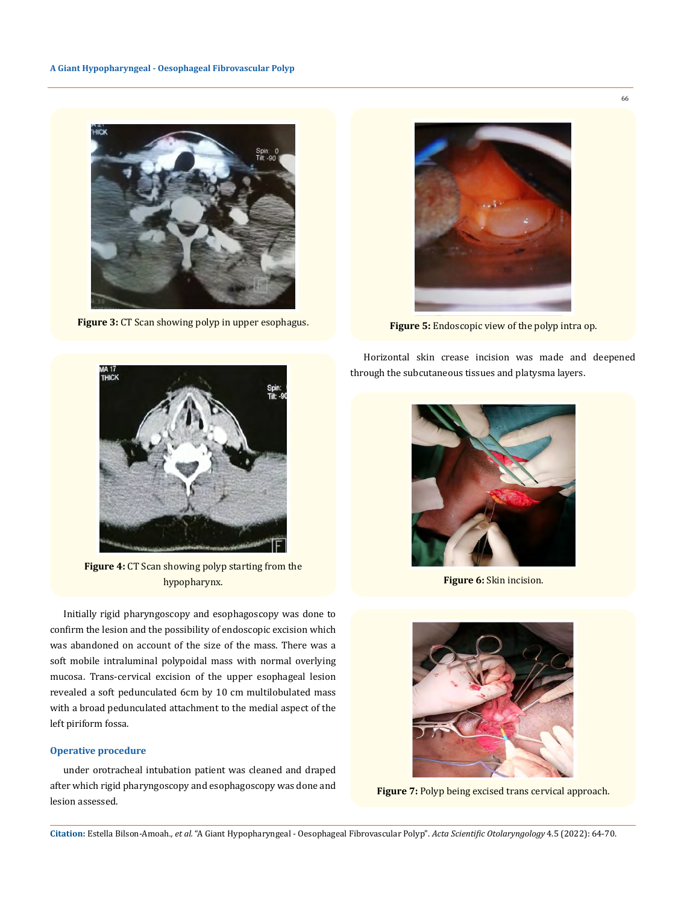Figure 3: CT Scan showing polyp in upper esophagus.

Figure 4: CT Scan showing polyp starting from the hypopharynx.

Initially rigid pharyngoscopy and esophagoscopy was done to confirm the lesion and the possibility of endoscopic excision which was abandoned on account of the size of the mass. There was a soft mobile intraluminal polypoidal mass with normal overlying mucosa. Trans-cervical excision of the upper esophageal lesion revealed a soft pedunculated 6cm by 10 cm multilobulated mass with a broad pedunculated attachment to the medial aspect of the left piriform fossa.

## Operative procedure

under orotracheal intubation patient was cleaned and draped after which rigid pharyngoscopy and esophagoscopy was done and lesion assessed.

Figure 5: Endoscopic view of the polyp intra op.

Horizontal skin crease incision was made and deepened through the subcutaneous tissues and platysma layers.

Figure 6: Skin incision.

Figure 7: Polyp being excised trans cervical approach.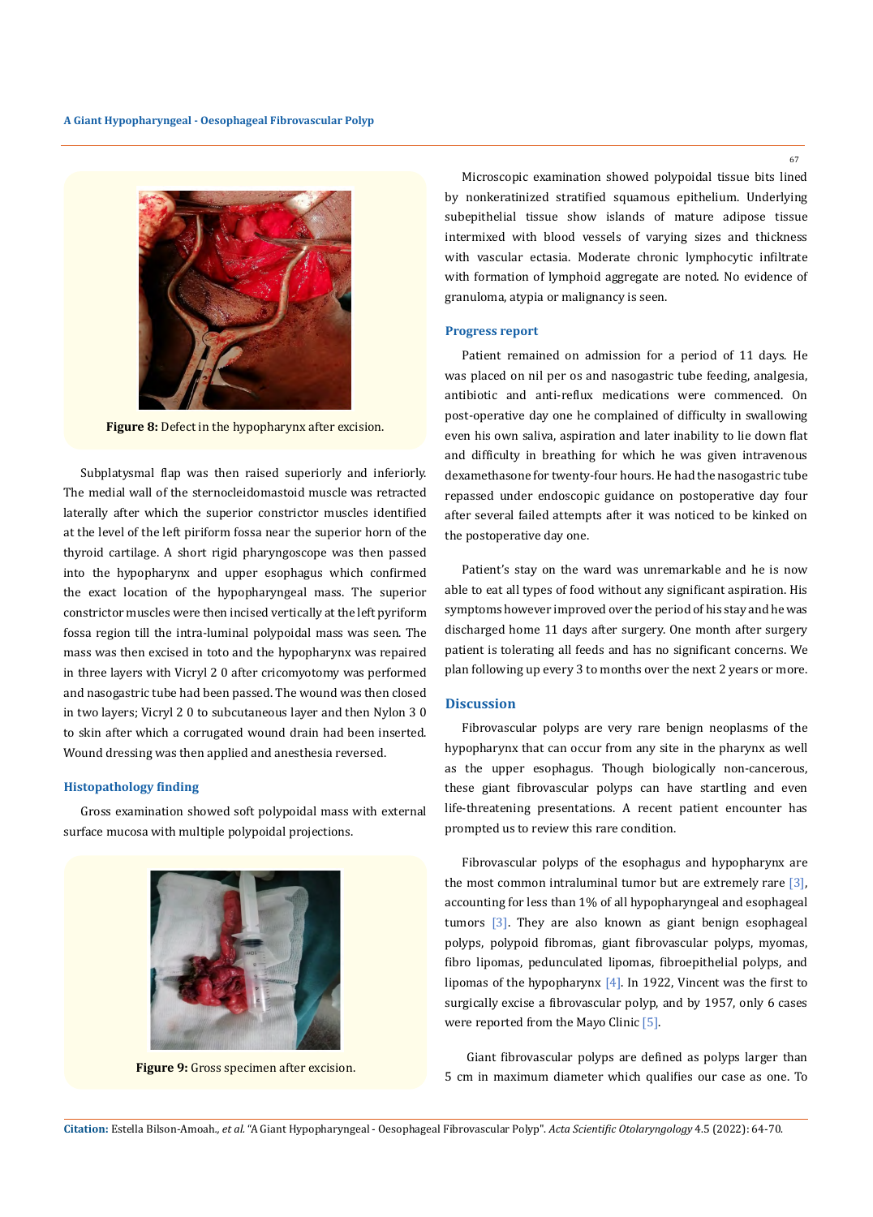Figure 8: Defect in the hypopharynx after excision.

Subplatysmal flap was then raised superiorly and inferiorly. The medial wall of the sternocleidomastoid muscle was retracted laterally after which the superior constrictor muscles identified at the level of the left piriform fossa near the superior horn of the thyroid cartilage. A short rigid pharyngoscope was then passed into the hypopharynx and upper esophagus which confirmed the exact location of the hypopharyngeal mass. The superior constrictor muscles were then incised vertically at the left pyriform fossa region till the intra-luminal polypoidal mass was seen. The mass was then excised in toto and the hypopharynx was repaired in three layers with Vicryl 2 0 after cricomyotomy was performed and nasogastric tube had been passed. The wound was then closed in two layers; Vicryl 2 0 to subcutaneous layer and then Nylon 3 0 to skin after which a corrugated wound drain had been inserted. Wound dressing was then applied and anesthesia reversed.

### Histopathology finding

Gross examination showed soft polypoidal mass with external surface mucosa with multiple polypoidal projections.

Figure 9: Gross specimen after excision.

Microscopic examination showed polypoidal tissue bits lined by nonkeratinized stratified squamous epithelium. Underlying subepithelial tissue show islands of mature adipose tissue intermixed with blood vessels of varying sizes and thickness with vascular ectasia. Moderate chronic lymphocytic infiltrate with formation of lymphoid aggregate are noted. No evidence of granuloma, atypia or malignancy is seen.

### Progress report

Patient remained on admission for a period of 11 days. He was placed on nil per os and nasogastric tube feeding, analgesia, antibiotic and anti-reflux medications were commenced. On post-operative day one he complained of difficulty in swallowing even his own saliva, aspiration and later inability to lie down flat and difficulty in breathing for which he was given intravenous dexamethasone for twenty-four hours. He had the nasogastric tube repassed under endoscopic guidance on postoperative day four after several failed attempts after it was noticed to be kinked on the postoperative day one.

Patient's stay on the ward was unremarkable and he is now able to eat all types of food without any significant aspiration. His symptoms however improved over the period of his stay and he was discharged home 11 days after surgery. One month after surgery patient is tolerating all feeds and has no significant concerns. We plan following up every 3 to months over the next 2 years or more.

## Discussion

Fibrovascular polyps are very rare benign neoplasms of the hypopharynx that can occur from any site in the pharynx as well as the upper esophagus. Though biologically non-cancerous, these giant fibrovascular polyps can have startling and even life-threatening presentations. A recent patient encounter has prompted us to review this rare condition.

Fibrovascular polyps of the esophagus and hypopharynx are the most common intraluminal tumor but are extremely rare [3], accounting for less than 1% of all hypopharyngeal and esophageal tumors [3]. They are also known as giant benign esophageal polyps, polypoid fibromas, giant fibrovascular polyps, myomas, fibro lipomas, pedunculated lipomas, fibroepithelial polyps, and lipomas of the hypopharynx [4]. In 1922, Vincent was the first to surgically excise a fibrovascular polyp, and by 1957, only 6 cases were reported from the Mayo Clinic [5].

Giant fibrovascular polyps are defined as polyps larger than 5 cm in maximum diameter which qualifies our case as one. To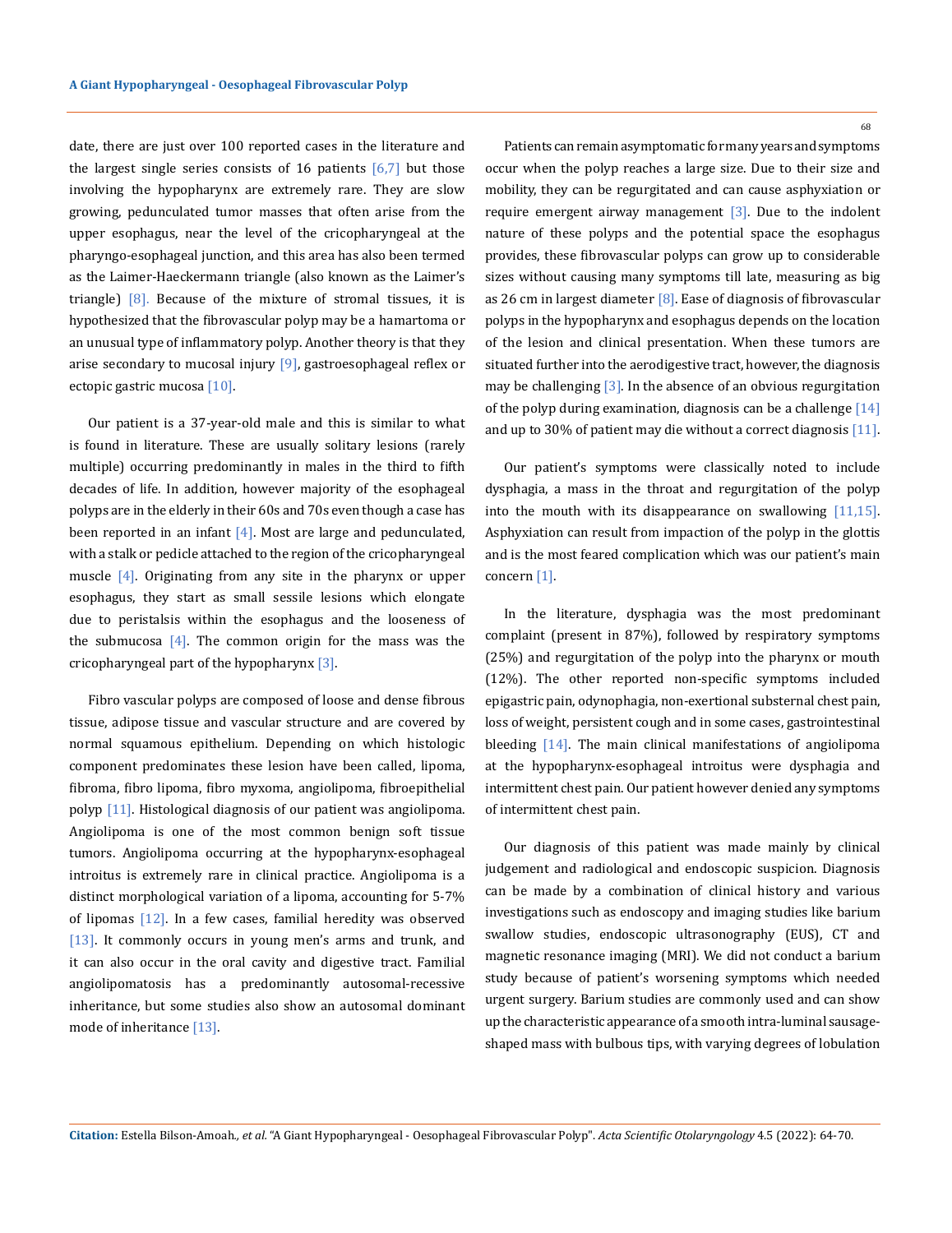date, there are just over 100 reported cases in the literature and the largest single series consists of 16 patients [6,7] but those involving the hypopharynx are extremely rare. They are slow growing, pedunculated tumor masses that often arise from the upper esophagus, near the level of the cricopharyngeal at the pharyngo-esophageal junction, and this area has also been termed as the Laimer-Haeckermann triangle (also known as the Laimer's triangle) [8]. Because of the mixture of stromal tissues, it is hypothesized that the fibrovascular polyp may be a hamartoma or an unusual type of inflammatory polyp. Another theory is that they arise secondary to mucosal injury [9], gastroesophageal reflex or ectopic gastric mucosa [10].

Our patient is a 37-year-old male and this is similar to what is found in literature. These are usually solitary lesions (rarely multiple) occurring predominantly in males in the third to fifth decades of life. In addition, however majority of the esophageal polyps are in the elderly in their 60s and 70s even though a case has been reported in an infant [4]. Most are large and pedunculated, with a stalk or pedicle attached to the region of the cricopharyngeal muscle [4]. Originating from any site in the pharynx or upper esophagus, they start as small sessile lesions which elongate due to peristalsis within the esophagus and the looseness of the submucosa [4]. The common origin for the mass was the cricopharyngeal part of the hypopharynx [3].

Fibro vascular polyps are composed of loose and dense fibrous tissue, adipose tissue and vascular structure and are covered by normal squamous epithelium. Depending on which histologic component predominates these lesion have been called, lipoma, fibroma, fibro lipoma, fibro myxoma, angiolipoma, fibroepithelial polyp [11]. Histological diagnosis of our patient was angiolipoma. Angiolipoma is one of the most common benign soft tissue tumors. Angiolipoma occurring at the hypopharynx-esophageal introitus is extremely rare in clinical practice. Angiolipoma is a distinct morphological variation of a lipoma, accounting for 5-7% of lipomas [12]. In a few cases, familial heredity was observed [13]. It commonly occurs in young men's arms and trunk, and it can also occur in the oral cavity and digestive tract. Familial angiolipomatosis has a predominantly autosomal-recessive inheritance, but some studies also show an autosomal dominant mode of inheritance [13].

Patients can remain asymptomatic for many years and symptoms occur when the polyp reaches a large size. Due to their size and mobility, they can be regurgitated and can cause asphyxiation or require emergent airway management [3]. Due to the indolent nature of these polyps and the potential space the esophagus provides, these fibrovascular polyps can grow up to considerable sizes without causing many symptoms till late, measuring as big as 26 cm in largest diameter [8]. Ease of diagnosis of fibrovascular polyps in the hypopharynx and esophagus depends on the location of the lesion and clinical presentation. When these tumors are situated further into the aerodigestive tract, however, the diagnosis may be challenging [3]. In the absence of an obvious regurgitation of the polyp during examination, diagnosis can be a challenge [14] and up to 30% of patient may die without a correct diagnosis [11].

Our patient's symptoms were classically noted to include dysphagia, a mass in the throat and regurgitation of the polyp into the mouth with its disappearance on swallowing [11,15]. Asphyxiation can result from impaction of the polyp in the glottis and is the most feared complication which was our patient's main concern [1].

In the literature, dysphagia was the most predominant complaint (present in 87%), followed by respiratory symptoms (25%) and regurgitation of the polyp into the pharynx or mouth (12%). The other reported non-specific symptoms included epigastric pain, odynophagia, non-exertional substernal chest pain, loss of weight, persistent cough and in some cases, gastrointestinal bleeding [14]. The main clinical manifestations of angiolipoma at the hypopharynx-esophageal introitus were dysphagia and intermittent chest pain. Our patient however denied any symptoms of intermittent chest pain.

Our diagnosis of this patient was made mainly by clinical judgement and radiological and endoscopic suspicion. Diagnosis can be made by a combination of clinical history and various investigations such as endoscopy and imaging studies like barium swallow studies, endoscopic ultrasonography (EUS), CT and magnetic resonance imaging (MRI). We did not conduct a barium study because of patient's worsening symptoms which needed urgent surgery. Barium studies are commonly used and can show up the characteristic appearance of a smooth intra-luminal sausage-shaped mass with bulbous tips, with varying degrees of lobulation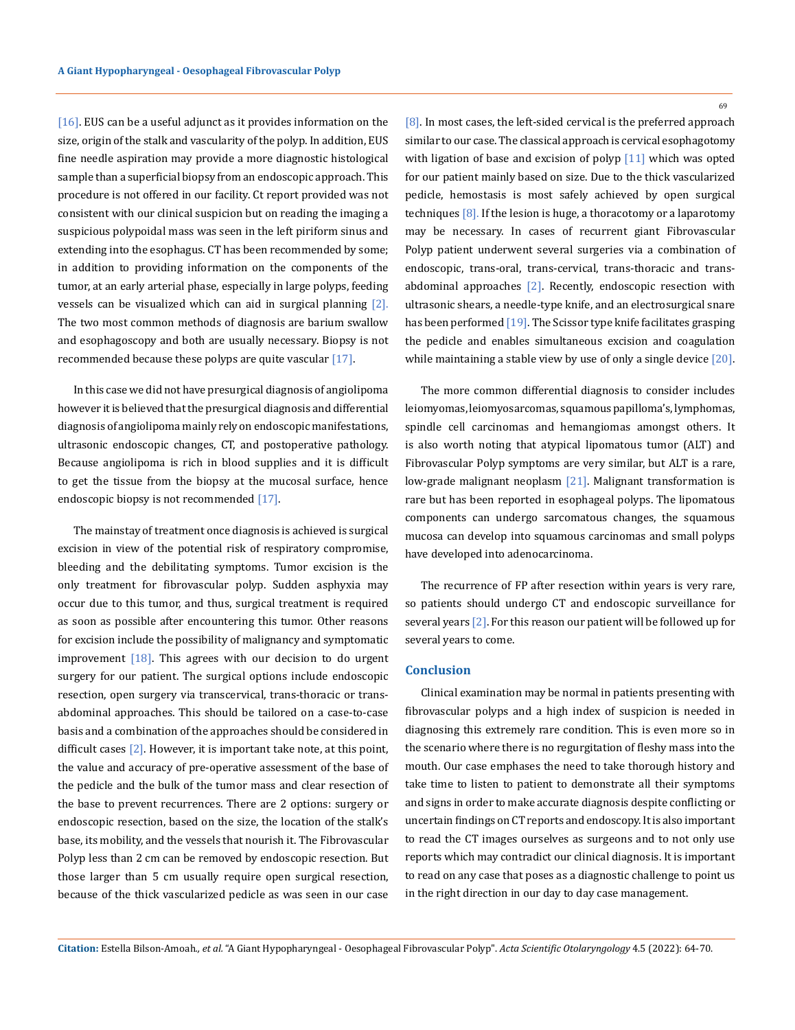[16]. EUS can be a useful adjunct as it provides information on the size, origin of the stalk and vascularity of the polyp. In addition, EUS fine needle aspiration may provide a more diagnostic histological sample than a superficial biopsy from an endoscopic approach. This procedure is not offered in our facility. Ct report provided was not consistent with our clinical suspicion but on reading the imaging a suspicious polypoidal mass was seen in the left piriform sinus and extending into the esophagus. CT has been recommended by some; in addition to providing information on the components of the tumor, at an early arterial phase, especially in large polyps, feeding vessels can be visualized which can aid in surgical planning [2]. The two most common methods of diagnosis are barium swallow and esophagoscopy and both are usually necessary. Biopsy is not recommended because these polyps are quite vascular [17].

In this case we did not have presurgical diagnosis of angiolipoma however it is believed that the presurgical diagnosis and differential diagnosis of angiolipoma mainly rely on endoscopic manifestations, ultrasonic endoscopic changes, CT, and postoperative pathology. Because angiolipoma is rich in blood supplies and it is difficult to get the tissue from the biopsy at the mucosal surface, hence endoscopic biopsy is not recommended [17].

The mainstay of treatment once diagnosis is achieved is surgical excision in view of the potential risk of respiratory compromise, bleeding and the debilitating symptoms. Tumor excision is the only treatment for fibrovascular polyp. Sudden asphyxia may occur due to this tumor, and thus, surgical treatment is required as soon as possible after encountering this tumor. Other reasons for excision include the possibility of malignancy and symptomatic improvement [18]. This agrees with our decision to do urgent surgery for our patient. The surgical options include endoscopic resection, open surgery via transcervical, trans-thoracic or trans-abdominal approaches. This should be tailored on a case-to-case basis and a combination of the approaches should be considered in difficult cases [2]. However, it is important take note, at this point, the value and accuracy of pre-operative assessment of the base of the pedicle and the bulk of the tumor mass and clear resection of the base to prevent recurrences. There are 2 options: surgery or endoscopic resection, based on the size, the location of the stalk's base, its mobility, and the vessels that nourish it. The Fibrovascular Polyp less than 2 cm can be removed by endoscopic resection. But those larger than 5 cm usually require open surgical resection, because of the thick vascularized pedicle as was seen in our case [8]. In most cases, the left-sided cervical is the preferred approach similar to our case. The classical approach is cervical esophagotomy with ligation of base and excision of polyp [11] which was opted for our patient mainly based on size. Due to the thick vascularized pedicle, hemostasis is most safely achieved by open surgical techniques [8]. If the lesion is huge, a thoracotomy or a laparotomy may be necessary. In cases of recurrent giant Fibrovascular Polyp patient underwent several surgeries via a combination of endoscopic, trans-oral, trans-cervical, trans-thoracic and trans-abdominal approaches [2]. Recently, endoscopic resection with ultrasonic shears, a needle-type knife, and an electrosurgical snare has been performed [19]. The Scissor type knife facilitates grasping the pedicle and enables simultaneous excision and coagulation while maintaining a stable view by use of only a single device [20].

The more common differential diagnosis to consider includes leiomyomas, leiomyosarcomas, squamous papilloma's, lymphomas, spindle cell carcinomas and hemangiomas amongst others. It is also worth noting that atypical lipomatous tumor (ALT) and Fibrovascular Polyp symptoms are very similar, but ALT is a rare, low-grade malignant neoplasm [21]. Malignant transformation is rare but has been reported in esophageal polyps. The lipomatous components can undergo sarcomatous changes, the squamous mucosa can develop into squamous carcinomas and small polyps have developed into adenocarcinoma.

The recurrence of FP after resection within years is very rare, so patients should undergo CT and endoscopic surveillance for several years [2]. For this reason our patient will be followed up for several years to come.

## Conclusion

Clinical examination may be normal in patients presenting with fibrovascular polyps and a high index of suspicion is needed in diagnosing this extremely rare condition. This is even more so in the scenario where there is no regurgitation of fleshy mass into the mouth. Our case emphases the need to take thorough history and take time to listen to patient to demonstrate all their symptoms and signs in order to make accurate diagnosis despite conflicting or uncertain findings on CT reports and endoscopy. It is also important to read the CT images ourselves as surgeons and to not only use reports which may contradict our clinical diagnosis. It is important to read on any case that poses as a diagnostic challenge to point us in the right direction in our day to day case management.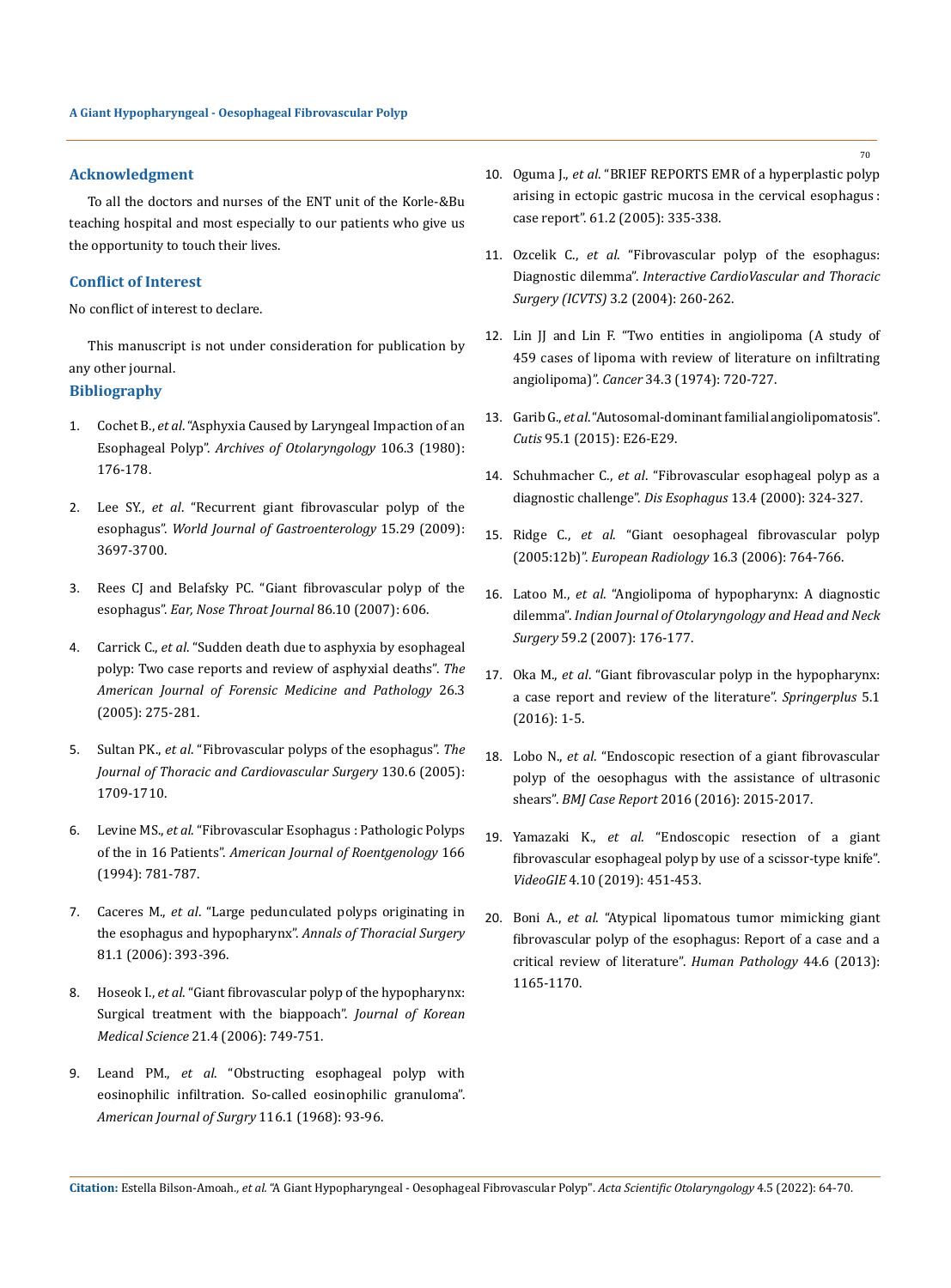## Acknowledgment

To all the doctors and nurses of the ENT unit of the Korle-&Bu teaching hospital and most especially to our patients who give us the opportunity to touch their lives.

## Conflict of Interest

No conflict of interest to declare.

This manuscript is not under consideration for publication by any other journal.

## Bibliography

1. Cochet B., *et al*. "Asphyxia Caused by Laryngeal Impaction of an Esophageal Polyp". *Archives of Otolaryngology* 106.3 (1980): 176-178.
2. Lee SY., *et al*. "Recurrent giant fibrovascular polyp of the esophagus". *World Journal of Gastroenterology* 15.29 (2009): 3697-3700.
3. Rees CJ and Belafsky PC. "Giant fibrovascular polyp of the esophagus". *Ear, Nose Throat Journal* 86.10 (2007): 606.
4. Carrick C., *et al*. "Sudden death due to asphyxia by esophageal polyp: Two case reports and review of asphyxial deaths". *The American Journal of Forensic Medicine and Pathology* 26.3 (2005): 275-281.
5. Sultan PK., *et al*. "Fibrovascular polyps of the esophagus". *The Journal of Thoracic and Cardiovascular Surgery* 130.6 (2005): 1709-1710.
6. Levine MS., *et al*. "Fibrovascular Esophagus : Pathologic Polyps of the in 16 Patients". *American Journal of Roentgenology* 166 (1994): 781-787.
7. Caceres M., *et al*. "Large pedunculated polyps originating in the esophagus and hypopharynx". *Annals of Thoracial Surgery* 81.1 (2006): 393-396.
8. Hoseok I., *et al*. "Giant fibrovascular polyp of the hypopharynx: Surgical treatment with the biappoach". *Journal of Korean Medical Science* 21.4 (2006): 749-751.
9. Leand PM., *et al*. "Obstructing esophageal polyp with eosinophilic infiltration. So-called eosinophilic granuloma". *American Journal of Surgry* 116.1 (1968): 93-96.
10. Oguma J., *et al*. "BRIEF REPORTS EMR of a hyperplastic polyp arising in ectopic gastric mucosa in the cervical esophagus : case report". 61.2 (2005): 335-338.
11. Ozcelik C., *et al*. "Fibrovascular polyp of the esophagus: Diagnostic dilemma". *Interactive CardioVascular and Thoracic Surgery (ICVTS)* 3.2 (2004): 260-262.
12. Lin JJ and Lin F. "Two entities in angiolipoma (A study of 459 cases of lipoma with review of literature on infiltrating angiolipoma)". *Cancer* 34.3 (1974): 720-727.
13. Garib G., *et al*. "Autosomal-dominant familial angiolipomatosis". *Cutis* 95.1 (2015): E26-E29.
14. Schuhmacher C., *et al*. "Fibrovascular esophageal polyp as a diagnostic challenge". *Dis Esophagus* 13.4 (2000): 324-327.
15. Ridge C., *et al.* "Giant oesophageal fibrovascular polyp (2005:12b)". *European Radiology* 16.3 (2006): 764-766.
16. Latoo M., *et al*. "Angiolipoma of hypopharynx: A diagnostic dilemma". *Indian Journal of Otolaryngology and Head and Neck Surgery* 59.2 (2007): 176-177.
17. Oka M., *et al*. "Giant fibrovascular polyp in the hypopharynx: a case report and review of the literature". *Springerplus* 5.1 (2016): 1-5.
18. Lobo N., *et al*. "Endoscopic resection of a giant fibrovascular polyp of the oesophagus with the assistance of ultrasonic shears". *BMJ Case Report* 2016 (2016): 2015-2017.
19. Yamazaki K., *et al.* "Endoscopic resection of a giant fibrovascular esophageal polyp by use of a scissor-type knife". *VideoGIE* 4.10 (2019): 451-453.
20. Boni A., *et al.* "Atypical lipomatous tumor mimicking giant fibrovascular polyp of the esophagus: Report of a case and a critical review of literature". *Human Pathology* 44.6 (2013): 1165-1170.